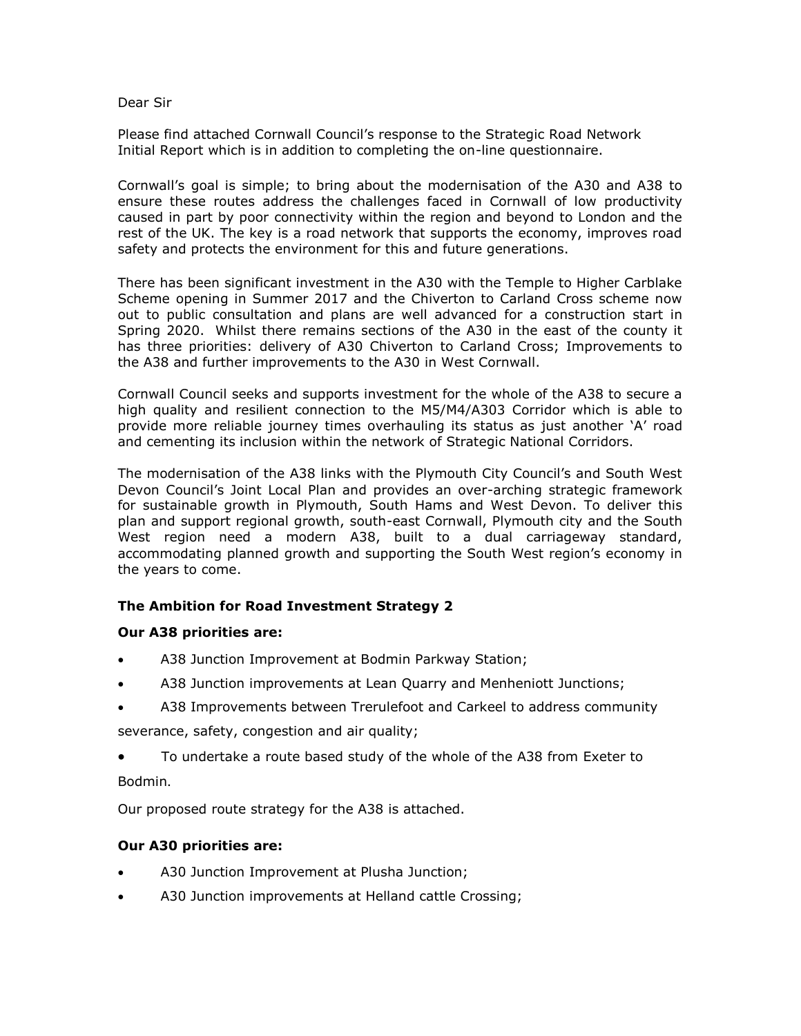Dear Sir

Please find attached Cornwall Council's response to the Strategic Road Network Initial Report which is in addition to completing the on-line questionnaire.

Cornwall's goal is simple; to bring about the modernisation of the A30 and A38 to ensure these routes address the challenges faced in Cornwall of low productivity caused in part by poor connectivity within the region and beyond to London and the rest of the UK. The key is a road network that supports the economy, improves road safety and protects the environment for this and future generations.

There has been significant investment in the A30 with the Temple to Higher Carblake Scheme opening in Summer 2017 and the Chiverton to Carland Cross scheme now out to public consultation and plans are well advanced for a construction start in Spring 2020. Whilst there remains sections of the A30 in the east of the county it has three priorities: delivery of A30 Chiverton to Carland Cross; Improvements to the A38 and further improvements to the A30 in West Cornwall.

Cornwall Council seeks and supports investment for the whole of the A38 to secure a high quality and resilient connection to the M5/M4/A303 Corridor which is able to provide more reliable journey times overhauling its status as just another 'A' road and cementing its inclusion within the network of Strategic National Corridors.

The modernisation of the A38 links with the Plymouth City Council's and South West Devon Council's Joint Local Plan and provides an over-arching strategic framework for sustainable growth in Plymouth, South Hams and West Devon. To deliver this plan and support regional growth, south-east Cornwall, Plymouth city and the South West region need a modern A38, built to a dual carriageway standard, accommodating planned growth and supporting the South West region's economy in the years to come.

**The Ambition for Road Investment Strategy 2**

**Our A38 priorities are:**

- A38 Junction Improvement at Bodmin Parkway Station;
- A38 Junction improvements at Lean Quarry and Menheniott Junctions;
- A38 Improvements between Trerulefoot and Carkeel to address community severance, safety, congestion and air quality;
- To undertake a route based study of the whole of the A38 from Exeter to Bodmin.

Our proposed route strategy for the A38 is attached.

**Our A30 priorities are:**

- A30 Junction Improvement at Plusha Junction;
- A30 Junction improvements at Helland cattle Crossing;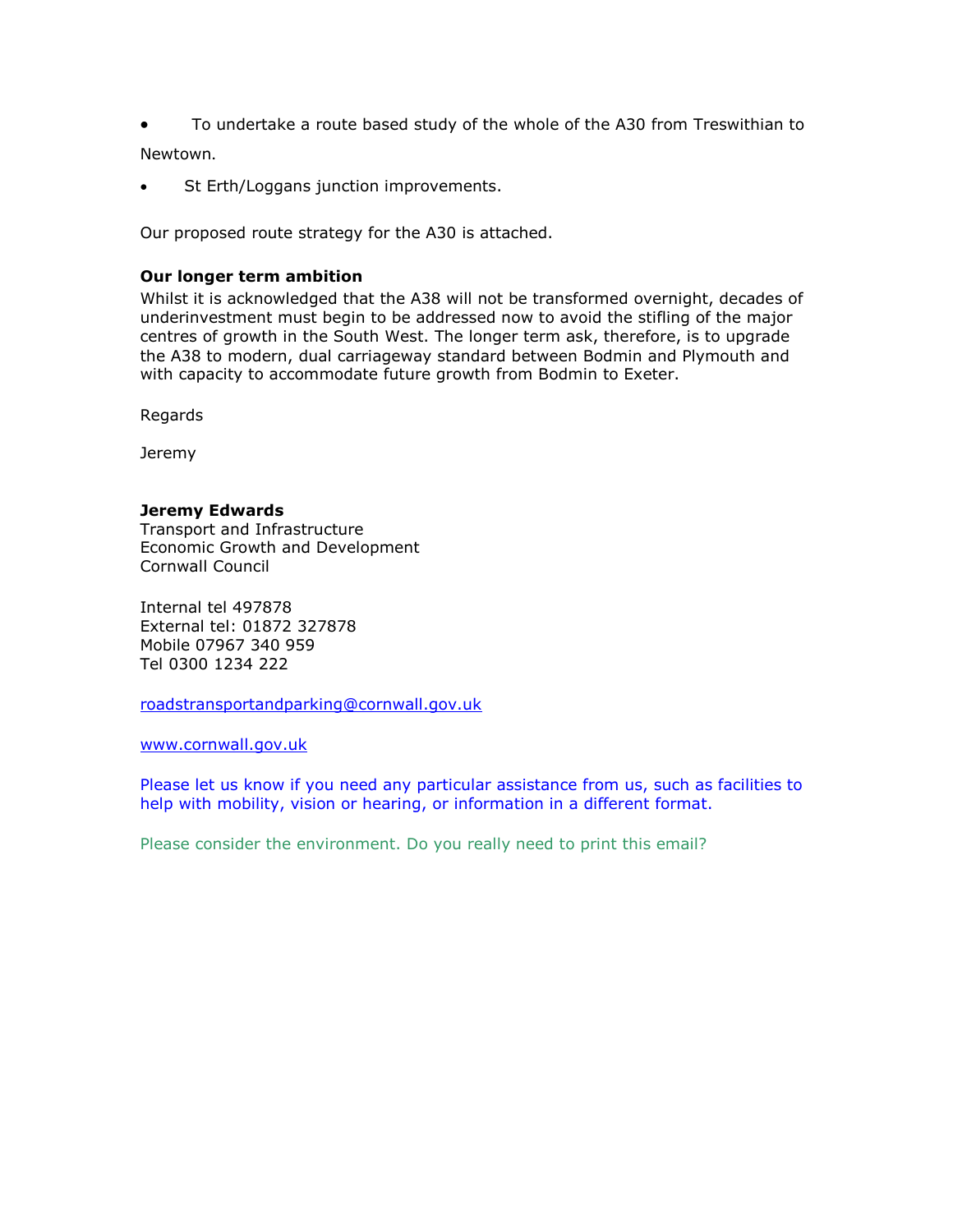- To undertake a route based study of the whole of the A30 from Treswithian to Newtown.
- St Erth/Loggans junction improvements.

Our proposed route strategy for the A30 is attached.

**Our longer term ambition**

Whilst it is acknowledged that the A38 will not be transformed overnight, decades of underinvestment must begin to be addressed now to avoid the stifling of the major centres of growth in the South West. The longer term ask, therefore, is to upgrade the A38 to modern, dual carriageway standard between Bodmin and Plymouth and with capacity to accommodate future growth from Bodmin to Exeter.

Regards

Jeremy

**Jeremy Edwards**
Transport and Infrastructure
Economic Growth and Development
Cornwall Council

Internal tel 497878
External tel: 01872 327878
Mobile 07967 340 959
Tel 0300 1234 222

roadstransportandparking@cornwall.gov.uk

www.cornwall.gov.uk

Please let us know if you need any particular assistance from us, such as facilities to help with mobility, vision or hearing, or information in a different format.

Please consider the environment. Do you really need to print this email?